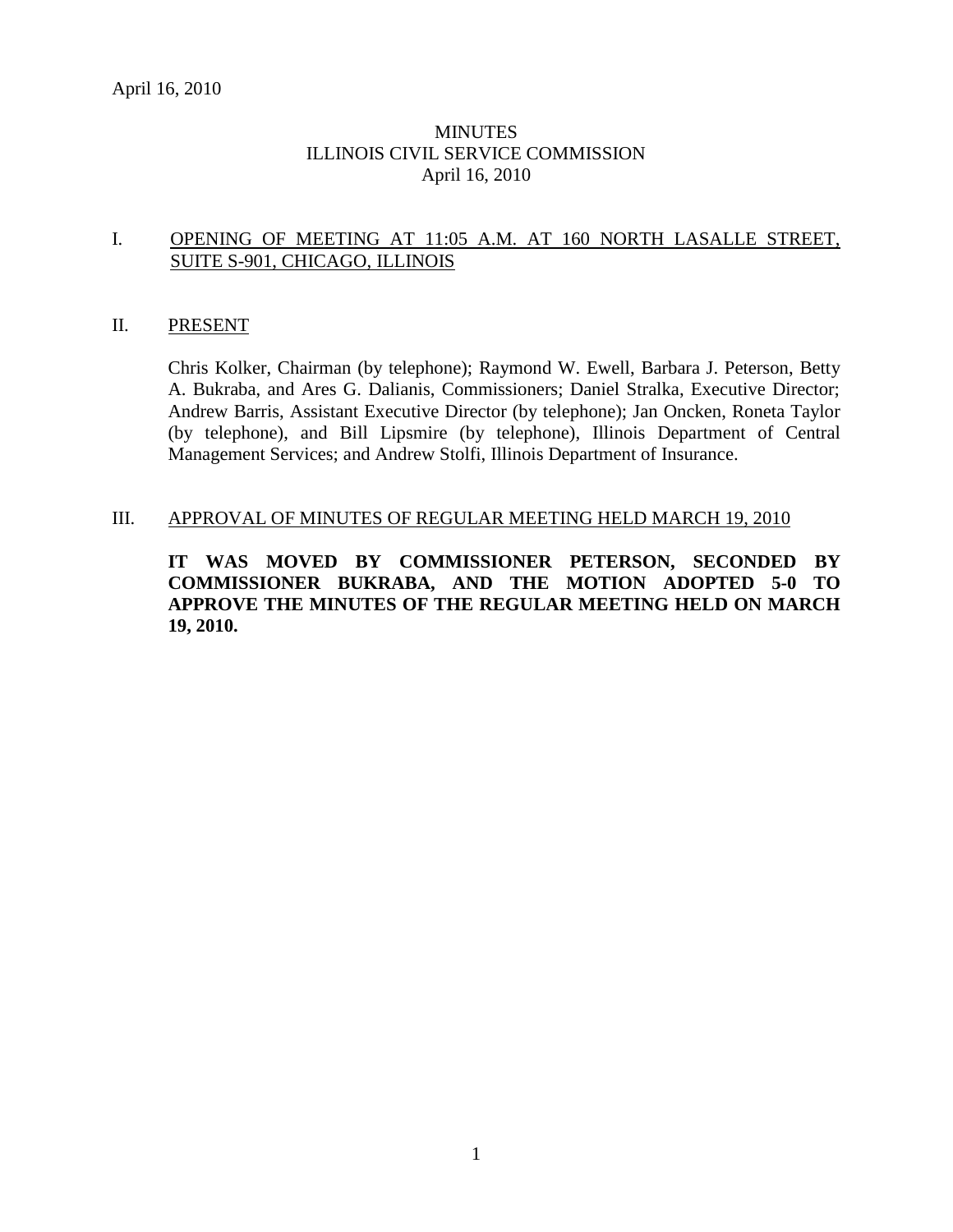April 16, 2010

# MINUTES
# ILLINOIS CIVIL SERVICE COMMISSION
# April 16, 2010

## I. OPENING OF MEETING AT 11:05 A.M. AT 160 NORTH LASALLE STREET, SUITE S-901, CHICAGO, ILLINOIS

## II. PRESENT

Chris Kolker, Chairman (by telephone); Raymond W. Ewell, Barbara J. Peterson, Betty A. Bukraba, and Ares G. Dalianis, Commissioners; Daniel Stralka, Executive Director; Andrew Barris, Assistant Executive Director (by telephone); Jan Oncken, Roneta Taylor (by telephone), and Bill Lipsmire (by telephone), Illinois Department of Central Management Services; and Andrew Stolfi, Illinois Department of Insurance.

## III. APPROVAL OF MINUTES OF REGULAR MEETING HELD MARCH 19, 2010

**IT WAS MOVED BY COMMISSIONER PETERSON, SECONDED BY COMMISSIONER BUKRABA, AND THE MOTION ADOPTED 5-0 TO APPROVE THE MINUTES OF THE REGULAR MEETING HELD ON MARCH 19, 2010.**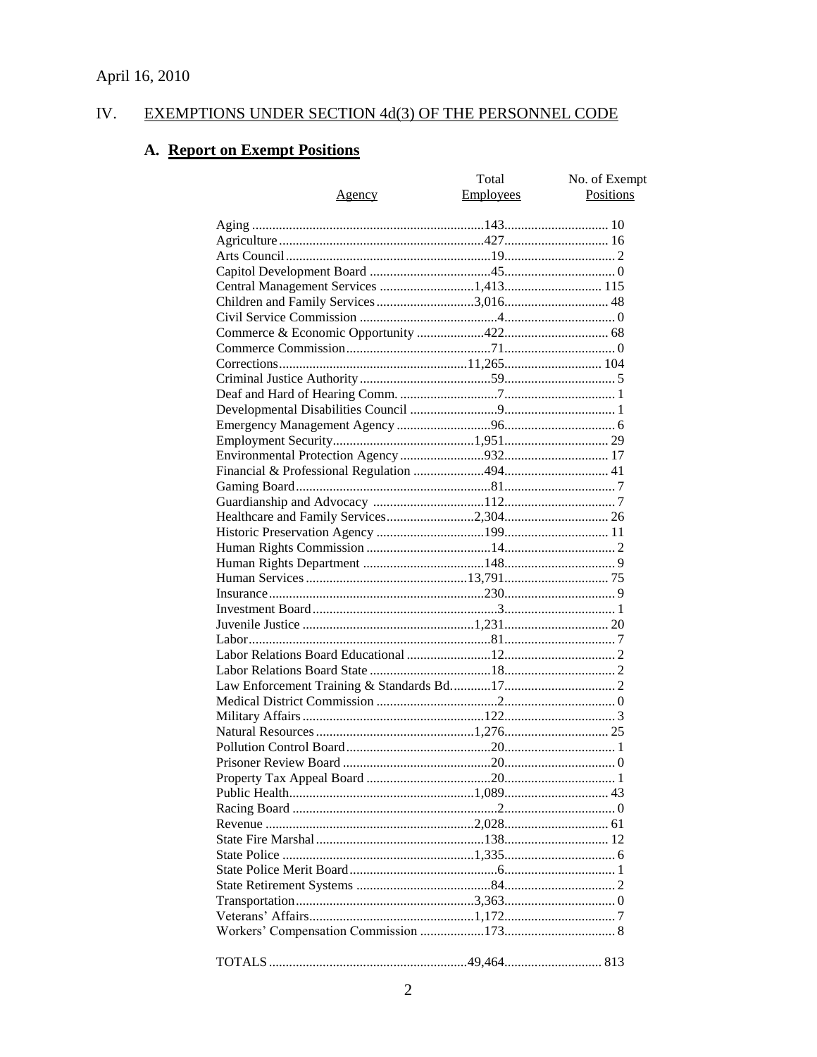April 16, 2010

## IV. EXEMPTIONS UNDER SECTION 4d(3) OF THE PERSONNEL CODE

### A. Report on Exempt Positions

| Agency | Total Employees | No. of Exempt Positions |
|---|---|---|
| Aging | 143 | 10 |
| Agriculture | 427 | 16 |
| Arts Council | 19 | 2 |
| Capitol Development Board | 45 | 0 |
| Central Management Services | 1,413 | 115 |
| Children and Family Services | 3,016 | 48 |
| Civil Service Commission | 4 | 0 |
| Commerce & Economic Opportunity | 422 | 68 |
| Commerce Commission | 71 | 0 |
| Corrections | 11,265 | 104 |
| Criminal Justice Authority | 59 | 5 |
| Deaf and Hard of Hearing Comm. | 7 | 1 |
| Developmental Disabilities Council | 9 | 1 |
| Emergency Management Agency | 96 | 6 |
| Employment Security | 1,951 | 29 |
| Environmental Protection Agency | 932 | 17 |
| Financial & Professional Regulation | 494 | 41 |
| Gaming Board | 81 | 7 |
| Guardianship and Advocacy | 112 | 7 |
| Healthcare and Family Services | 2,304 | 26 |
| Historic Preservation Agency | 199 | 11 |
| Human Rights Commission | 14 | 2 |
| Human Rights Department | 148 | 9 |
| Human Services | 13,791 | 75 |
| Insurance | 230 | 9 |
| Investment Board | 3 | 1 |
| Juvenile Justice | 1,231 | 20 |
| Labor | 81 | 7 |
| Labor Relations Board Educational | 12 | 2 |
| Labor Relations Board State | 18 | 2 |
| Law Enforcement Training & Standards Bd. | 17 | 2 |
| Medical District Commission | 2 | 0 |
| Military Affairs | 122 | 3 |
| Natural Resources | 1,276 | 25 |
| Pollution Control Board | 20 | 1 |
| Prisoner Review Board | 20 | 0 |
| Property Tax Appeal Board | 20 | 1 |
| Public Health | 1,089 | 43 |
| Racing Board | 2 | 0 |
| Revenue | 2,028 | 61 |
| State Fire Marshal | 138 | 12 |
| State Police | 1,335 | 6 |
| State Police Merit Board | 6 | 1 |
| State Retirement Systems | 84 | 2 |
| Transportation | 3,363 | 0 |
| Veterans' Affairs | 1,172 | 7 |
| Workers' Compensation Commission | 173 | 8 |
| TOTALS | 49,464 | 813 |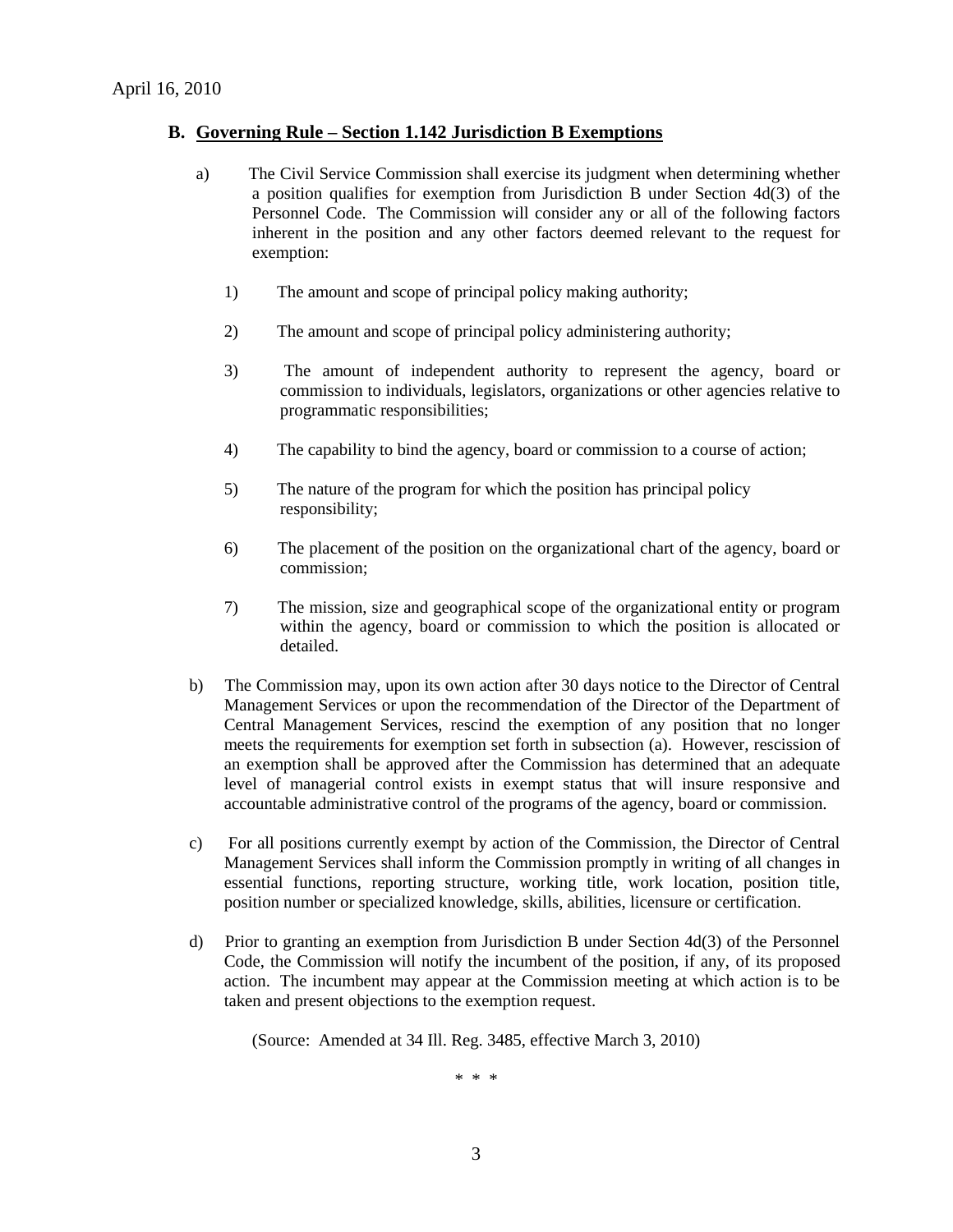April 16, 2010

## B. Governing Rule – Section 1.142 Jurisdiction B Exemptions

a) The Civil Service Commission shall exercise its judgment when determining whether a position qualifies for exemption from Jurisdiction B under Section 4d(3) of the Personnel Code. The Commission will consider any or all of the following factors inherent in the position and any other factors deemed relevant to the request for exemption:

1) The amount and scope of principal policy making authority;

2) The amount and scope of principal policy administering authority;

3) The amount of independent authority to represent the agency, board or commission to individuals, legislators, organizations or other agencies relative to programmatic responsibilities;

4) The capability to bind the agency, board or commission to a course of action;

5) The nature of the program for which the position has principal policy responsibility;

6) The placement of the position on the organizational chart of the agency, board or commission;

7) The mission, size and geographical scope of the organizational entity or program within the agency, board or commission to which the position is allocated or detailed.

b) The Commission may, upon its own action after 30 days notice to the Director of Central Management Services or upon the recommendation of the Director of the Department of Central Management Services, rescind the exemption of any position that no longer meets the requirements for exemption set forth in subsection (a). However, rescission of an exemption shall be approved after the Commission has determined that an adequate level of managerial control exists in exempt status that will insure responsive and accountable administrative control of the programs of the agency, board or commission.

c) For all positions currently exempt by action of the Commission, the Director of Central Management Services shall inform the Commission promptly in writing of all changes in essential functions, reporting structure, working title, work location, position title, position number or specialized knowledge, skills, abilities, licensure or certification.

d) Prior to granting an exemption from Jurisdiction B under Section 4d(3) of the Personnel Code, the Commission will notify the incumbent of the position, if any, of its proposed action. The incumbent may appear at the Commission meeting at which action is to be taken and present objections to the exemption request.

(Source: Amended at 34 Ill. Reg. 3485, effective March 3, 2010)

\* \* \*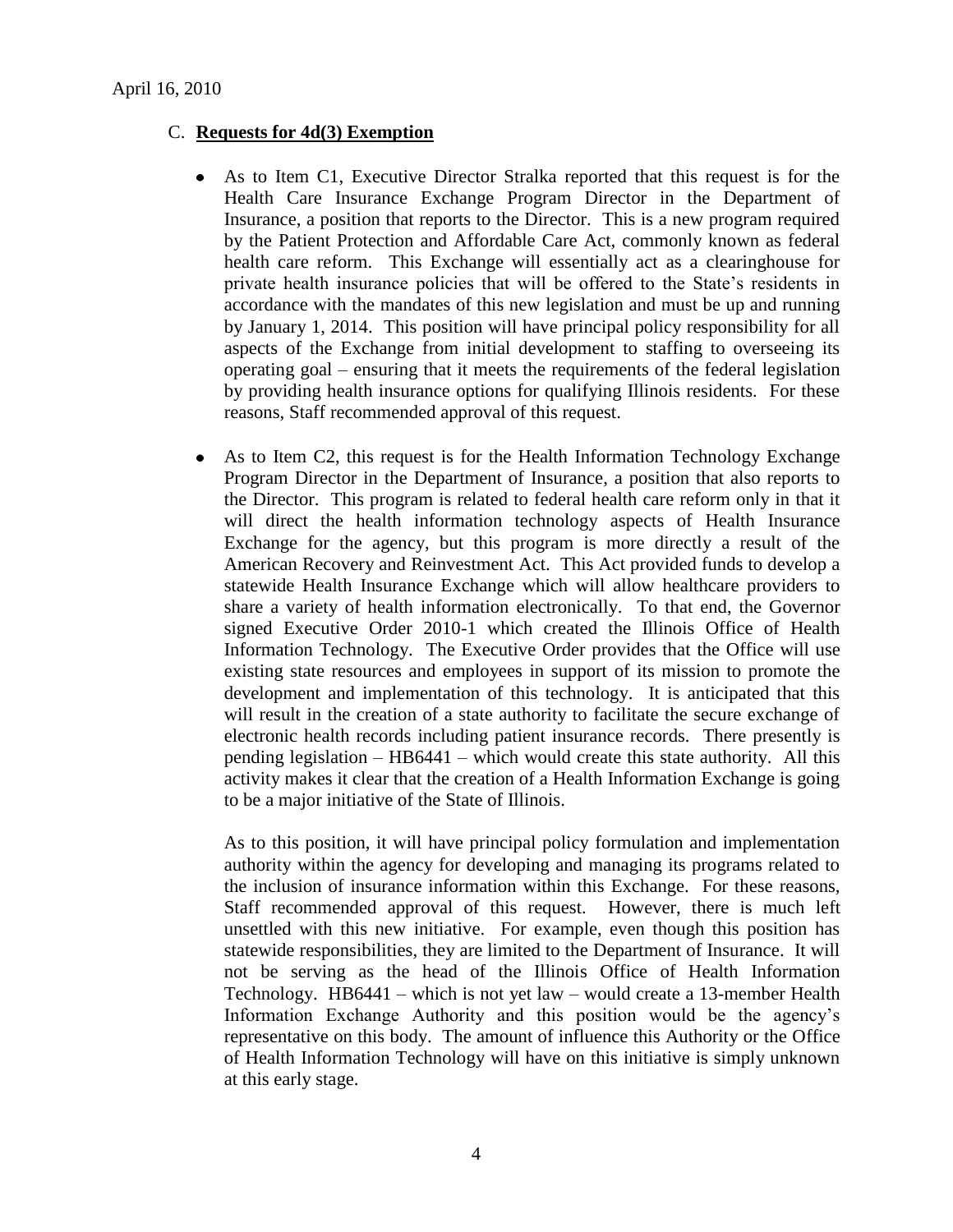April 16, 2010

## C. **Requests for 4d(3) Exemption**

- As to Item C1, Executive Director Stralka reported that this request is for the Health Care Insurance Exchange Program Director in the Department of Insurance, a position that reports to the Director. This is a new program required by the Patient Protection and Affordable Care Act, commonly known as federal health care reform. This Exchange will essentially act as a clearinghouse for private health insurance policies that will be offered to the State's residents in accordance with the mandates of this new legislation and must be up and running by January 1, 2014. This position will have principal policy responsibility for all aspects of the Exchange from initial development to staffing to overseeing its operating goal – ensuring that it meets the requirements of the federal legislation by providing health insurance options for qualifying Illinois residents. For these reasons, Staff recommended approval of this request.

- As to Item C2, this request is for the Health Information Technology Exchange Program Director in the Department of Insurance, a position that also reports to the Director. This program is related to federal health care reform only in that it will direct the health information technology aspects of Health Insurance Exchange for the agency, but this program is more directly a result of the American Recovery and Reinvestment Act. This Act provided funds to develop a statewide Health Insurance Exchange which will allow healthcare providers to share a variety of health information electronically. To that end, the Governor signed Executive Order 2010-1 which created the Illinois Office of Health Information Technology. The Executive Order provides that the Office will use existing state resources and employees in support of its mission to promote the development and implementation of this technology. It is anticipated that this will result in the creation of a state authority to facilitate the secure exchange of electronic health records including patient insurance records. There presently is pending legislation – HB6441 – which would create this state authority. All this activity makes it clear that the creation of a Health Information Exchange is going to be a major initiative of the State of Illinois.

  As to this position, it will have principal policy formulation and implementation authority within the agency for developing and managing its programs related to the inclusion of insurance information within this Exchange. For these reasons, Staff recommended approval of this request. However, there is much left unsettled with this new initiative. For example, even though this position has statewide responsibilities, they are limited to the Department of Insurance. It will not be serving as the head of the Illinois Office of Health Information Technology. HB6441 – which is not yet law – would create a 13-member Health Information Exchange Authority and this position would be the agency's representative on this body. The amount of influence this Authority or the Office of Health Information Technology will have on this initiative is simply unknown at this early stage.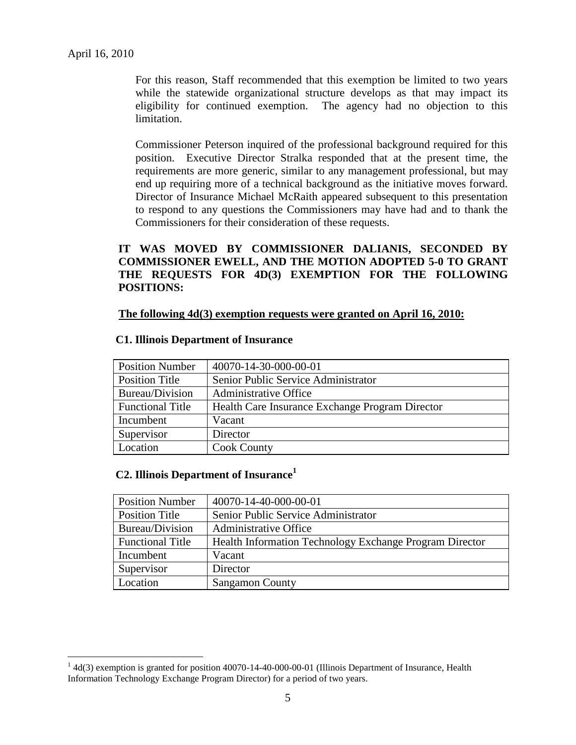For this reason, Staff recommended that this exemption be limited to two years while the statewide organizational structure develops as that may impact its eligibility for continued exemption. The agency had no objection to this limitation.

Commissioner Peterson inquired of the professional background required for this position. Executive Director Stralka responded that at the present time, the requirements are more generic, similar to any management professional, but may end up requiring more of a technical background as the initiative moves forward. Director of Insurance Michael McRaith appeared subsequent to this presentation to respond to any questions the Commissioners may have had and to thank the Commissioners for their consideration of these requests.

**IT WAS MOVED BY COMMISSIONER DALIANIS, SECONDED BY COMMISSIONER EWELL, AND THE MOTION ADOPTED 5-0 TO GRANT THE REQUESTS FOR 4D(3) EXEMPTION FOR THE FOLLOWING POSITIONS:**

**The following 4d(3) exemption requests were granted on April 16, 2010:**

**C1. Illinois Department of Insurance**

| Position Number | 40070-14-30-000-00-01 |
|---|---|
| Position Title | Senior Public Service Administrator |
| Bureau/Division | Administrative Office |
| Functional Title | Health Care Insurance Exchange Program Director |
| Incumbent | Vacant |
| Supervisor | Director |
| Location | Cook County |

**C2. Illinois Department of Insurance[1]**

| Position Number | 40070-14-40-000-00-01 |
|---|---|
| Position Title | Senior Public Service Administrator |
| Bureau/Division | Administrative Office |
| Functional Title | Health Information Technology Exchange Program Director |
| Incumbent | Vacant |
| Supervisor | Director |
| Location | Sangamon County |

[1] 4d(3) exemption is granted for position 40070-14-40-000-00-01 (Illinois Department of Insurance, Health Information Technology Exchange Program Director) for a period of two years.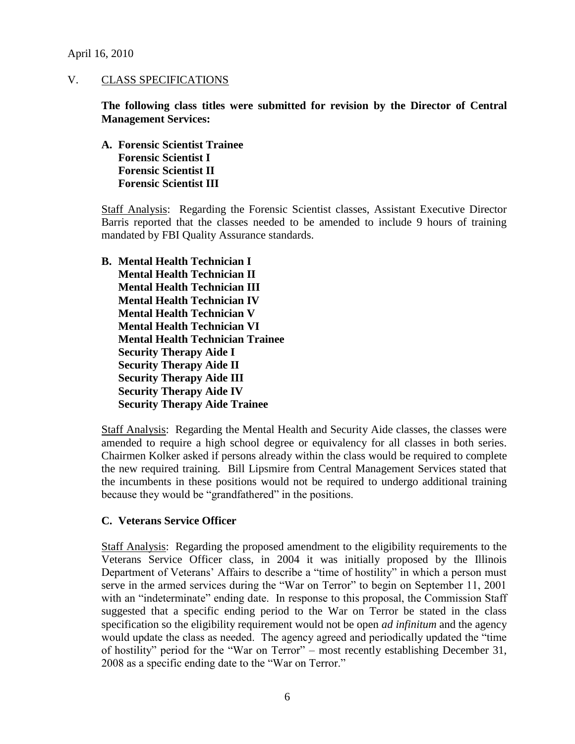April 16, 2010

## V. CLASS SPECIFICATIONS

**The following class titles were submitted for revision by the Director of Central Management Services:**

**A. Forensic Scientist Trainee**
**Forensic Scientist I**
**Forensic Scientist II**
**Forensic Scientist III**

Staff Analysis: Regarding the Forensic Scientist classes, Assistant Executive Director Barris reported that the classes needed to be amended to include 9 hours of training mandated by FBI Quality Assurance standards.

**B. Mental Health Technician I**
**Mental Health Technician II**
**Mental Health Technician III**
**Mental Health Technician IV**
**Mental Health Technician V**
**Mental Health Technician VI**
**Mental Health Technician Trainee**
**Security Therapy Aide I**
**Security Therapy Aide II**
**Security Therapy Aide III**
**Security Therapy Aide IV**
**Security Therapy Aide Trainee**

Staff Analysis: Regarding the Mental Health and Security Aide classes, the classes were amended to require a high school degree or equivalency for all classes in both series. Chairmen Kolker asked if persons already within the class would be required to complete the new required training. Bill Lipsmire from Central Management Services stated that the incumbents in these positions would not be required to undergo additional training because they would be "grandfathered" in the positions.

**C. Veterans Service Officer**

Staff Analysis: Regarding the proposed amendment to the eligibility requirements to the Veterans Service Officer class, in 2004 it was initially proposed by the Illinois Department of Veterans' Affairs to describe a "time of hostility" in which a person must serve in the armed services during the "War on Terror" to begin on September 11, 2001 with an "indeterminate" ending date. In response to this proposal, the Commission Staff suggested that a specific ending period to the War on Terror be stated in the class specification so the eligibility requirement would not be open *ad infinitum* and the agency would update the class as needed. The agency agreed and periodically updated the "time of hostility" period for the "War on Terror" – most recently establishing December 31, 2008 as a specific ending date to the "War on Terror."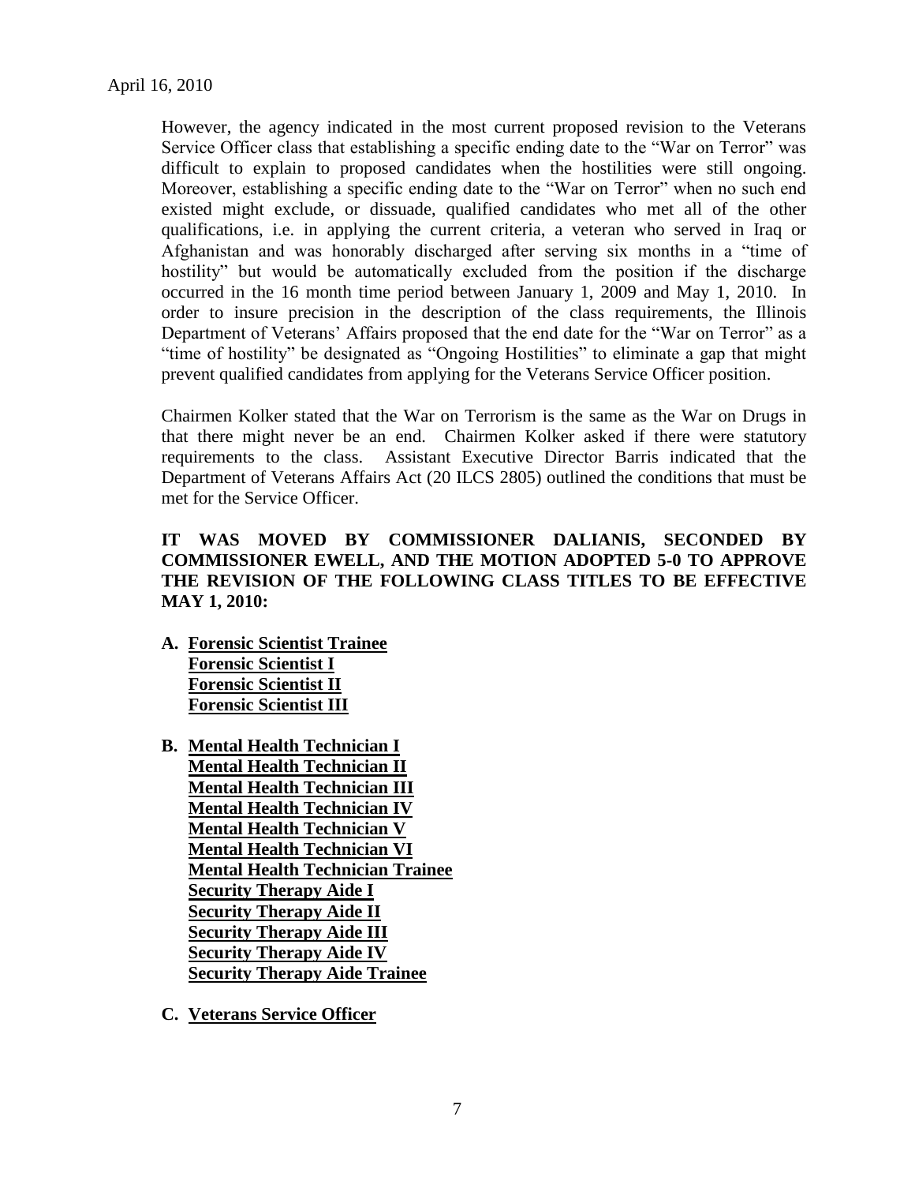However, the agency indicated in the most current proposed revision to the Veterans Service Officer class that establishing a specific ending date to the "War on Terror" was difficult to explain to proposed candidates when the hostilities were still ongoing. Moreover, establishing a specific ending date to the "War on Terror" when no such end existed might exclude, or dissuade, qualified candidates who met all of the other qualifications, i.e. in applying the current criteria, a veteran who served in Iraq or Afghanistan and was honorably discharged after serving six months in a "time of hostility" but would be automatically excluded from the position if the discharge occurred in the 16 month time period between January 1, 2009 and May 1, 2010. In order to insure precision in the description of the class requirements, the Illinois Department of Veterans' Affairs proposed that the end date for the "War on Terror" as a "time of hostility" be designated as "Ongoing Hostilities" to eliminate a gap that might prevent qualified candidates from applying for the Veterans Service Officer position.

Chairmen Kolker stated that the War on Terrorism is the same as the War on Drugs in that there might never be an end. Chairmen Kolker asked if there were statutory requirements to the class. Assistant Executive Director Barris indicated that the Department of Veterans Affairs Act (20 ILCS 2805) outlined the conditions that must be met for the Service Officer.

**IT WAS MOVED BY COMMISSIONER DALIANIS, SECONDED BY COMMISSIONER EWELL, AND THE MOTION ADOPTED 5-0 TO APPROVE THE REVISION OF THE FOLLOWING CLASS TITLES TO BE EFFECTIVE MAY 1, 2010:**

**A. Forensic Scientist Trainee**
**Forensic Scientist I**
**Forensic Scientist II**
**Forensic Scientist III**

**B. Mental Health Technician I**
**Mental Health Technician II**
**Mental Health Technician III**
**Mental Health Technician IV**
**Mental Health Technician V**
**Mental Health Technician VI**
**Mental Health Technician Trainee**
**Security Therapy Aide I**
**Security Therapy Aide II**
**Security Therapy Aide III**
**Security Therapy Aide IV**
**Security Therapy Aide Trainee**

**C. Veterans Service Officer**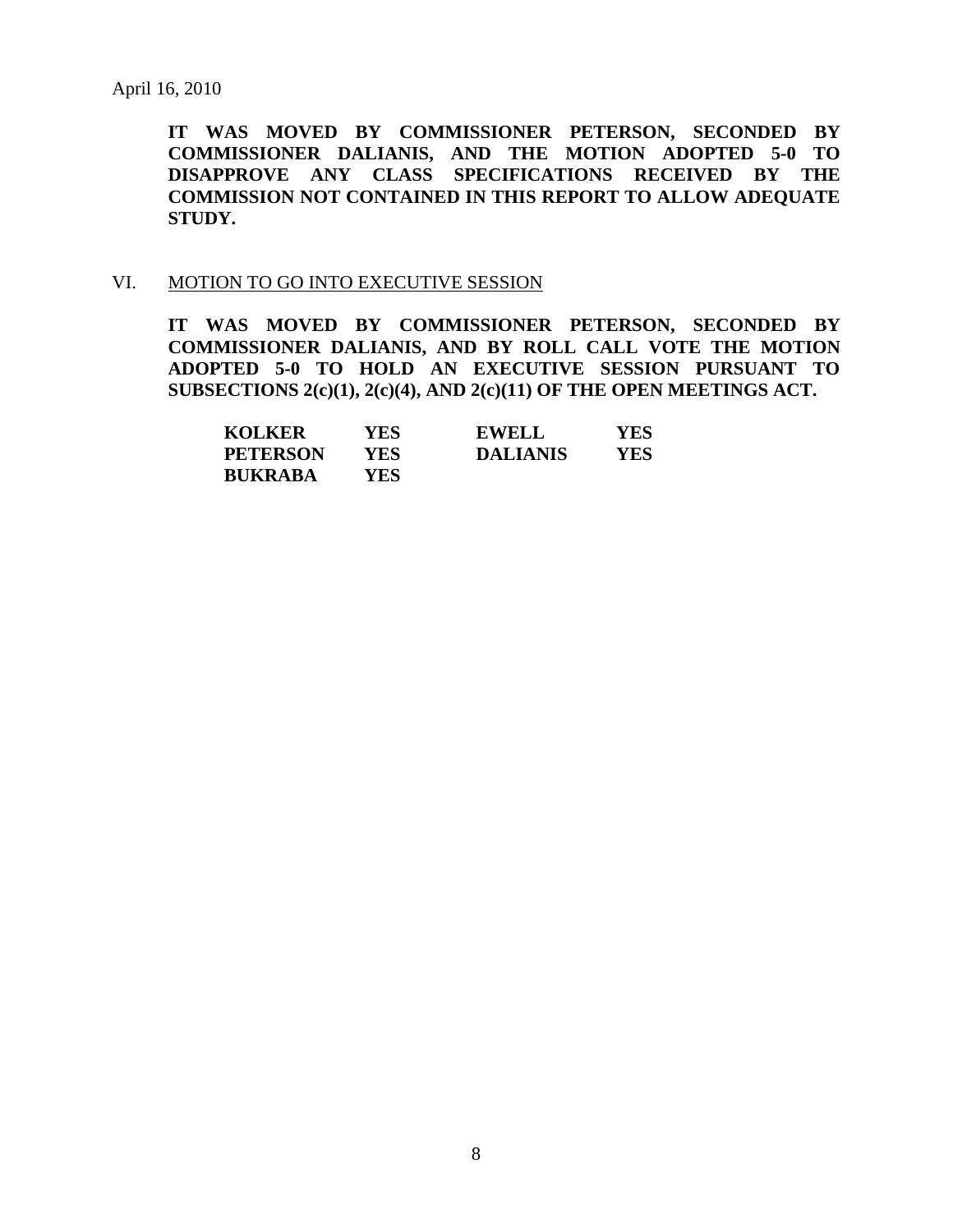April 16, 2010

**IT WAS MOVED BY COMMISSIONER PETERSON, SECONDED BY COMMISSIONER DALIANIS, AND THE MOTION ADOPTED 5-0 TO DISAPPROVE ANY CLASS SPECIFICATIONS RECEIVED BY THE COMMISSION NOT CONTAINED IN THIS REPORT TO ALLOW ADEQUATE STUDY.**

VI. MOTION TO GO INTO EXECUTIVE SESSION

**IT WAS MOVED BY COMMISSIONER PETERSON, SECONDED BY COMMISSIONER DALIANIS, AND BY ROLL CALL VOTE THE MOTION ADOPTED 5-0 TO HOLD AN EXECUTIVE SESSION PURSUANT TO SUBSECTIONS 2(c)(1), 2(c)(4), AND 2(c)(11) OF THE OPEN MEETINGS ACT.**

| | | | |
|---|---|---|---|
| **KOLKER** | **YES** | **EWELL** | **YES** |
| **PETERSON** | **YES** | **DALIANIS** | **YES** |
| **BUKRABA** | **YES** | | |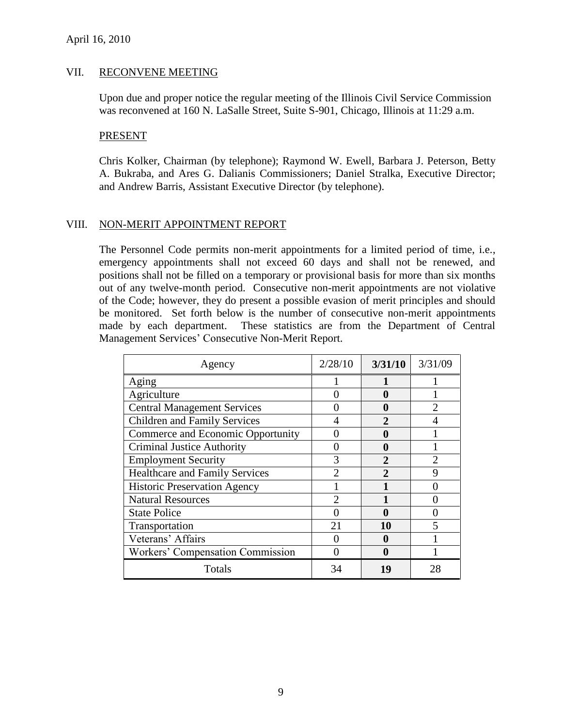April 16, 2010

## VII. RECONVENE MEETING

Upon due and proper notice the regular meeting of the Illinois Civil Service Commission was reconvened at 160 N. LaSalle Street, Suite S-901, Chicago, Illinois at 11:29 a.m.

### PRESENT

Chris Kolker, Chairman (by telephone); Raymond W. Ewell, Barbara J. Peterson, Betty A. Bukraba, and Ares G. Dalianis Commissioners; Daniel Stralka, Executive Director; and Andrew Barris, Assistant Executive Director (by telephone).

## VIII. NON-MERIT APPOINTMENT REPORT

The Personnel Code permits non-merit appointments for a limited period of time, i.e., emergency appointments shall not exceed 60 days and shall not be renewed, and positions shall not be filled on a temporary or provisional basis for more than six months out of any twelve-month period. Consecutive non-merit appointments are not violative of the Code; however, they do present a possible evasion of merit principles and should be monitored. Set forth below is the number of consecutive non-merit appointments made by each department. These statistics are from the Department of Central Management Services' Consecutive Non-Merit Report.

| Agency | 2/28/10 | **3/31/10** | 3/31/09 |
|---|---|---|---|
| Aging | 1 | **1** | 1 |
| Agriculture | 0 | **0** | 1 |
| Central Management Services | 0 | **0** | 2 |
| Children and Family Services | 4 | **2** | 4 |
| Commerce and Economic Opportunity | 0 | **0** | 1 |
| Criminal Justice Authority | 0 | **0** | 1 |
| Employment Security | 3 | **2** | 2 |
| Healthcare and Family Services | 2 | **2** | 9 |
| Historic Preservation Agency | 1 | **1** | 0 |
| Natural Resources | 2 | **1** | 0 |
| State Police | 0 | **0** | 0 |
| Transportation | 21 | **10** | 5 |
| Veterans' Affairs | 0 | **0** | 1 |
| Workers' Compensation Commission | 0 | **0** | 1 |
| Totals | 34 | **19** | 28 |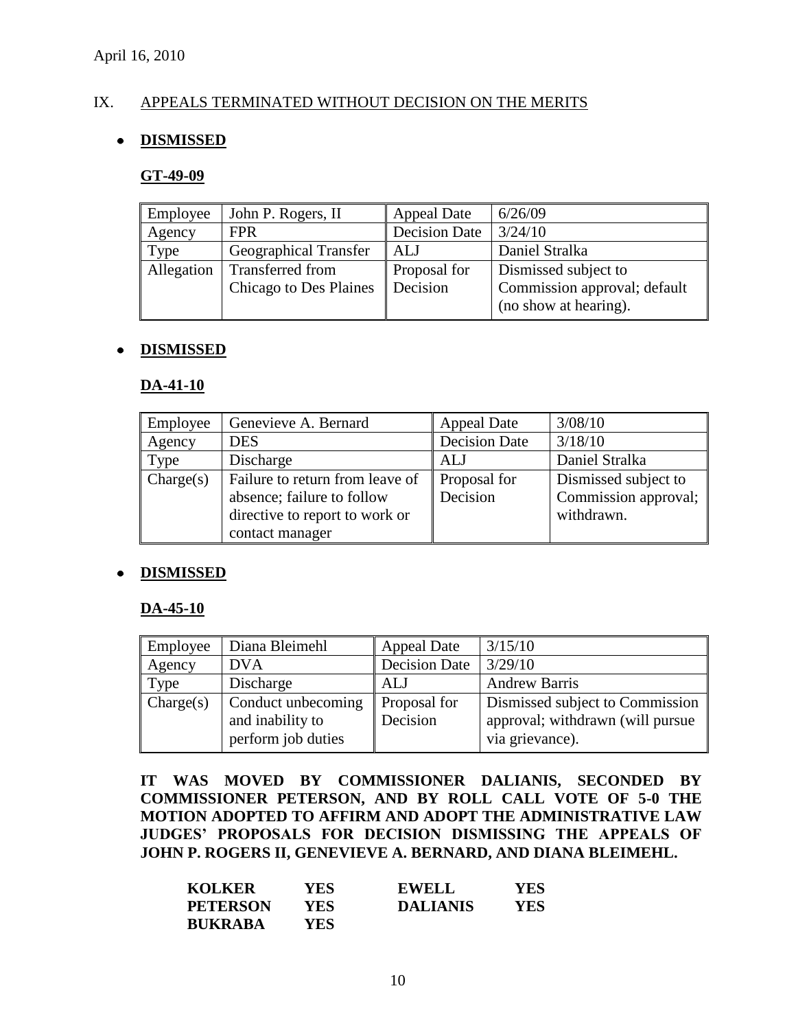April 16, 2010

## IX. APPEALS TERMINATED WITHOUT DECISION ON THE MERITS

- **DISMISSED**

**GT-49-09**

| Employee | John P. Rogers, II | Appeal Date | 6/26/09 |
|---|---|---|---|
| Agency | FPR | Decision Date | 3/24/10 |
| Type | Geographical Transfer | ALJ | Daniel Stralka |
| Allegation | Transferred from Chicago to Des Plaines | Proposal for Decision | Dismissed subject to Commission approval; default (no show at hearing). |

- **DISMISSED**

**DA-41-10**

| Employee | Genevieve A. Bernard | Appeal Date | 3/08/10 |
|---|---|---|---|
| Agency | DES | Decision Date | 3/18/10 |
| Type | Discharge | ALJ | Daniel Stralka |
| Charge(s) | Failure to return from leave of absence; failure to follow directive to report to work or contact manager | Proposal for Decision | Dismissed subject to Commission approval; withdrawn. |

- **DISMISSED**

**DA-45-10**

| Employee | Diana Bleimehl | Appeal Date | 3/15/10 |
|---|---|---|---|
| Agency | DVA | Decision Date | 3/29/10 |
| Type | Discharge | ALJ | Andrew Barris |
| Charge(s) | Conduct unbecoming and inability to perform job duties | Proposal for Decision | Dismissed subject to Commission approval; withdrawn (will pursue via grievance). |

**IT WAS MOVED BY COMMISSIONER DALIANIS, SECONDED BY COMMISSIONER PETERSON, AND BY ROLL CALL VOTE OF 5-0 THE MOTION ADOPTED TO AFFIRM AND ADOPT THE ADMINISTRATIVE LAW JUDGES' PROPOSALS FOR DECISION DISMISSING THE APPEALS OF JOHN P. ROGERS II, GENEVIEVE A. BERNARD, AND DIANA BLEIMEHL.**

| | | | |
|---|---|---|---|
| **KOLKER** | **YES** | **EWELL** | **YES** |
| **PETERSON** | **YES** | **DALIANIS** | **YES** |
| **BUKRABA** | **YES** | | |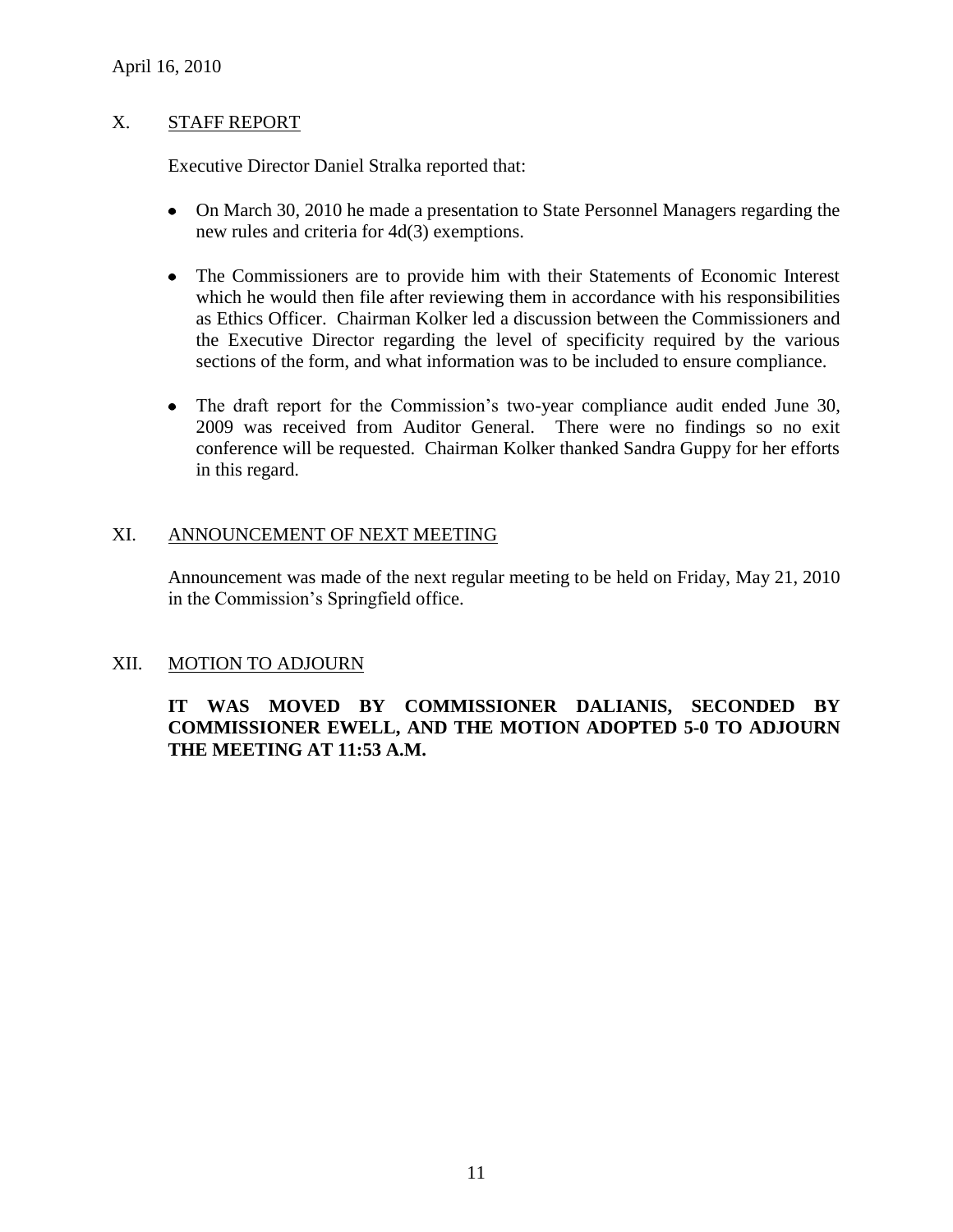## X. STAFF REPORT

Executive Director Daniel Stralka reported that:

- On March 30, 2010 he made a presentation to State Personnel Managers regarding the new rules and criteria for 4d(3) exemptions.

- The Commissioners are to provide him with their Statements of Economic Interest which he would then file after reviewing them in accordance with his responsibilities as Ethics Officer. Chairman Kolker led a discussion between the Commissioners and the Executive Director regarding the level of specificity required by the various sections of the form, and what information was to be included to ensure compliance.

- The draft report for the Commission's two-year compliance audit ended June 30, 2009 was received from Auditor General. There were no findings so no exit conference will be requested. Chairman Kolker thanked Sandra Guppy for her efforts in this regard.

## XI. ANNOUNCEMENT OF NEXT MEETING

Announcement was made of the next regular meeting to be held on Friday, May 21, 2010 in the Commission's Springfield office.

## XII. MOTION TO ADJOURN

**IT WAS MOVED BY COMMISSIONER DALIANIS, SECONDED BY COMMISSIONER EWELL, AND THE MOTION ADOPTED 5-0 TO ADJOURN THE MEETING AT 11:53 A.M.**